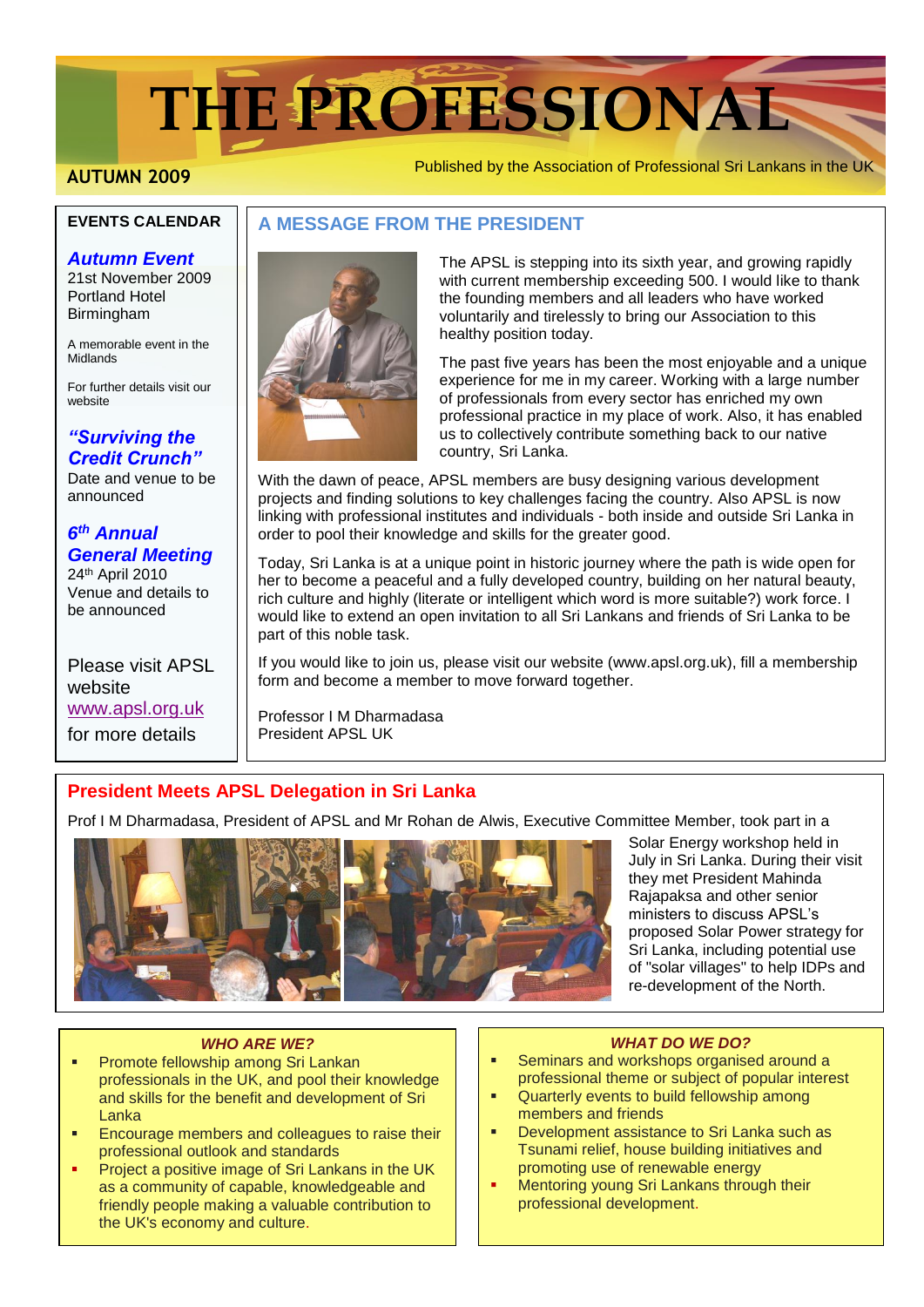# THE PROFESSIONAL

**AUTUMN 2009**

Published by the Association of Professional Sri Lankans in the UK

## EVENTS CALENDAR

### *Autumn Event*

21st November 2009
Portland Hotel
Birmingham

A memorable event in the Midlands

For further details visit our website

### *"Surviving the Credit Crunch"*

Date and venue to be announced

### *6th Annual General Meeting*

24th April 2010
Venue and details to be announced

Please visit APSL website
www.apsl.org.uk
for more details

## A MESSAGE FROM THE PRESIDENT

The APSL is stepping into its sixth year, and growing rapidly with current membership exceeding 500. I would like to thank the founding members and all leaders who have worked voluntarily and tirelessly to bring our Association to this healthy position today.

The past five years has been the most enjoyable and a unique experience for me in my career. Working with a large number of professionals from every sector has enriched my own professional practice in my place of work. Also, it has enabled us to collectively contribute something back to our native country, Sri Lanka.

With the dawn of peace, APSL members are busy designing various development projects and finding solutions to key challenges facing the country. Also APSL is now linking with professional institutes and individuals - both inside and outside Sri Lanka in order to pool their knowledge and skills for the greater good.

Today, Sri Lanka is at a unique point in historic journey where the path is wide open for her to become a peaceful and a fully developed country, building on her natural beauty, rich culture and highly (literate or intelligent which word is more suitable?) work force. I would like to extend an open invitation to all Sri Lankans and friends of Sri Lanka to be part of this noble task.

If you would like to join us, please visit our website (www.apsl.org.uk), fill a membership form and become a member to move forward together.

Professor I M Dharmadasa
President APSL UK

## President Meets APSL Delegation in Sri Lanka

Prof I M Dharmadasa, President of APSL and Mr Rohan de Alwis, Executive Committee Member, took part in a Solar Energy workshop held in July in Sri Lanka. During their visit they met President Mahinda Rajapaksa and other senior ministers to discuss APSL's proposed Solar Power strategy for Sri Lanka, including potential use of "solar villages" to help IDPs and re-development of the North.

### *WHO ARE WE?*

- Promote fellowship among Sri Lankan professionals in the UK, and pool their knowledge and skills for the benefit and development of Sri Lanka
- Encourage members and colleagues to raise their professional outlook and standards
- Project a positive image of Sri Lankans in the UK as a community of capable, knowledgeable and friendly people making a valuable contribution to the UK's economy and culture.

### *WHAT DO WE DO?*

- Seminars and workshops organised around a professional theme or subject of popular interest
- Quarterly events to build fellowship among members and friends
- Development assistance to Sri Lanka such as Tsunami relief, house building initiatives and promoting use of renewable energy
- Mentoring young Sri Lankans through their professional development.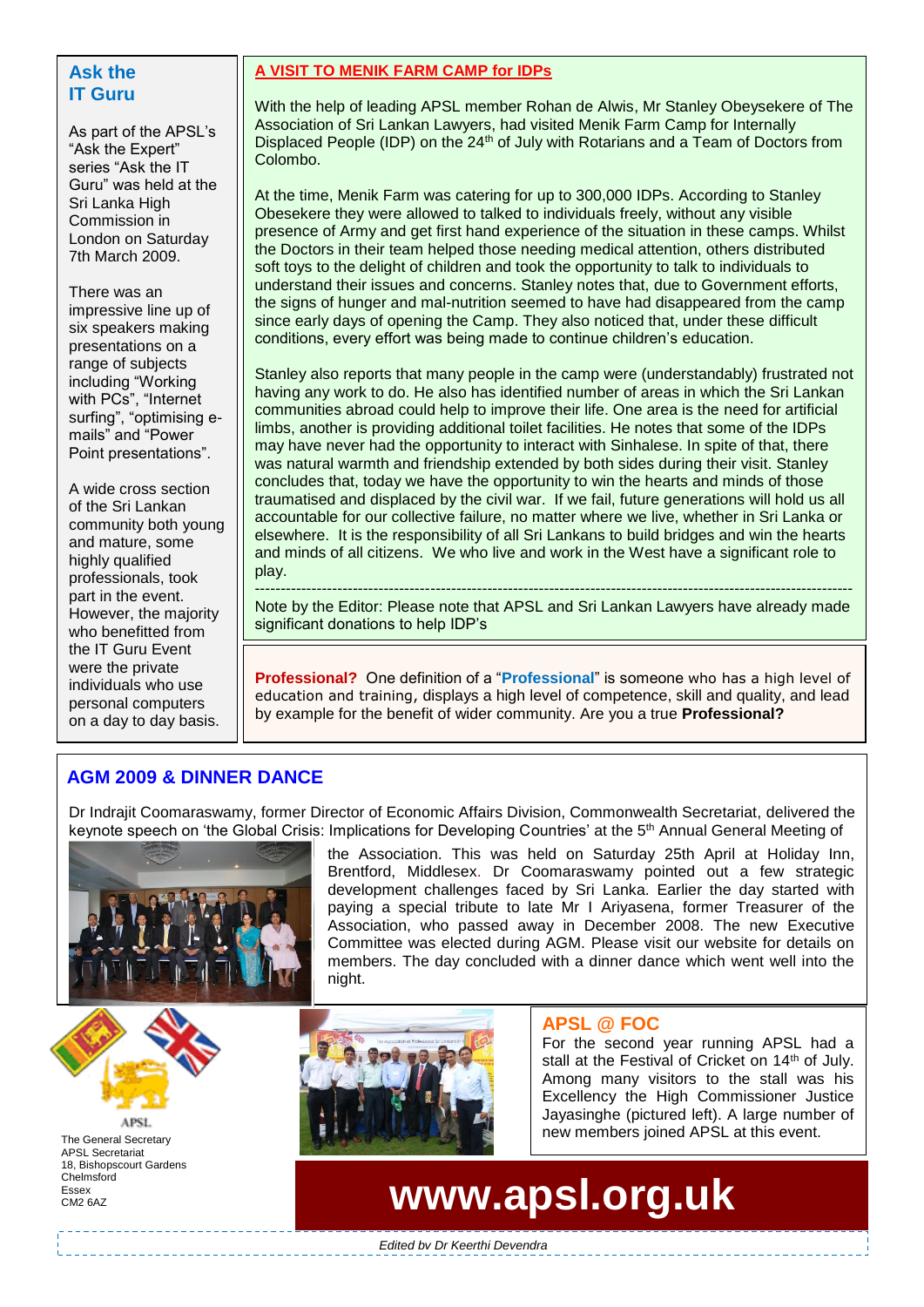## Ask the IT Guru

As part of the APSL's "Ask the Expert" series "Ask the IT Guru" was held at the Sri Lanka High Commission in London on Saturday 7th March 2009.

There was an impressive line up of six speakers making presentations on a range of subjects including "Working with PCs", "Internet surfing", "optimising e-mails" and "Power Point presentations".

A wide cross section of the Sri Lankan community both young and mature, some highly qualified professionals, took part in the event. However, the majority who benefitted from the IT Guru Event were the private individuals who use personal computers on a day to day basis.

## A VISIT TO MENIK FARM CAMP for IDPs

With the help of leading APSL member Rohan de Alwis, Mr Stanley Obeysekere of The Association of Sri Lankan Lawyers, had visited Menik Farm Camp for Internally Displaced People (IDP) on the 24th of July with Rotarians and a Team of Doctors from Colombo.

At the time, Menik Farm was catering for up to 300,000 IDPs. According to Stanley Obesekere they were allowed to talked to individuals freely, without any visible presence of Army and get first hand experience of the situation in these camps. Whilst the Doctors in their team helped those needing medical attention, others distributed soft toys to the delight of children and took the opportunity to talk to individuals to understand their issues and concerns. Stanley notes that, due to Government efforts, the signs of hunger and mal-nutrition seemed to have had disappeared from the camp since early days of opening the Camp. They also noticed that, under these difficult conditions, every effort was being made to continue children's education.

Stanley also reports that many people in the camp were (understandably) frustrated not having any work to do. He also has identified number of areas in which the Sri Lankan communities abroad could help to improve their life. One area is the need for artificial limbs, another is providing additional toilet facilities. He notes that some of the IDPs may have never had the opportunity to interact with Sinhalese. In spite of that, there was natural warmth and friendship extended by both sides during their visit. Stanley concludes that, today we have the opportunity to win the hearts and minds of those traumatised and displaced by the civil war. If we fail, future generations will hold us all accountable for our collective failure, no matter where we live, whether in Sri Lanka or elsewhere. It is the responsibility of all Sri Lankans to build bridges and win the hearts and minds of all citizens. We who live and work in the West have a significant role to play.

---

Note by the Editor: Please note that APSL and Sri Lankan Lawyers have already made significant donations to help IDP's

**Professional?** One definition of a "**Professional**" is someone who has a high level of education and training, displays a high level of competence, skill and quality, and lead by example for the benefit of wider community. Are you a true **Professional?**

## AGM 2009 & DINNER DANCE

Dr Indrajit Coomaraswamy, former Director of Economic Affairs Division, Commonwealth Secretariat, delivered the keynote speech on 'the Global Crisis: Implications for Developing Countries' at the 5th Annual General Meeting of the Association. This was held on Saturday 25th April at Holiday Inn, Brentford, Middlesex. Dr Coomaraswamy pointed out a few strategic development challenges faced by Sri Lanka. Earlier the day started with paying a special tribute to late Mr I Ariyasena, former Treasurer of the Association, who passed away in December 2008. The new Executive Committee was elected during AGM. Please visit our website for details on members. The day concluded with a dinner dance which went well into the night.

## APSL @ FOC

For the second year running APSL had a stall at the Festival of Cricket on 14th of July. Among many visitors to the stall was his Excellency the High Commissioner Justice Jayasinghe (pictured left). A large number of new members joined APSL at this event.

APSL

The General Secretary
APSL Secretariat
18, Bishopscourt Gardens
Chelmsford
Essex
CM2 6AZ

# www.apsl.org.uk

*Edited by Dr Keerthi Devendra*